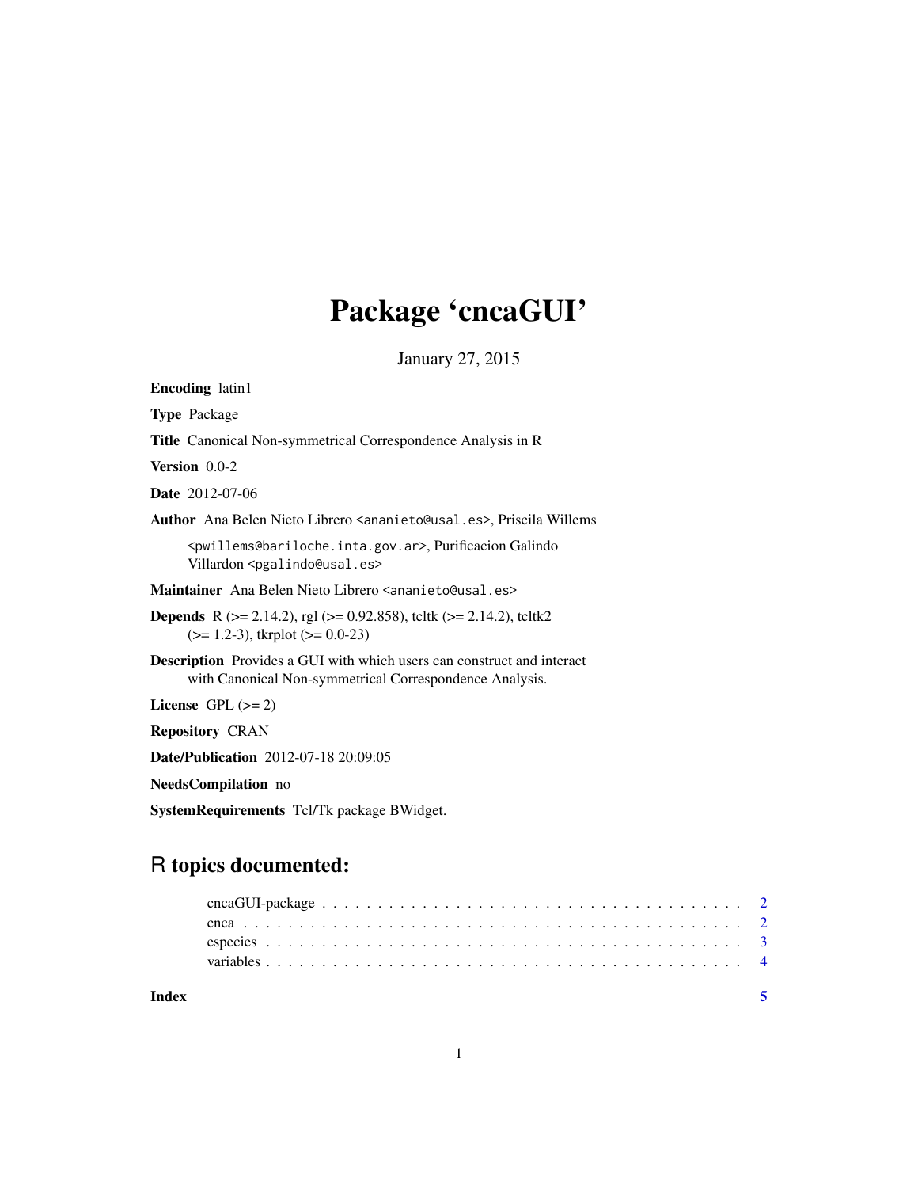# Package 'cncaGUI'

January 27, 2015

**Encoding** latin1

**Type** Package

**Title** Canonical Non-symmetrical Correspondence Analysis in R

**Version** 0.0-2

**Date** 2012-07-06

**Author** Ana Belen Nieto Librero <ananieto@usal.es>, Priscila Willems <pwillems@bariloche.inta.gov.ar>, Purificacion Galindo Villardon <pgalindo@usal.es>

**Maintainer** Ana Belen Nieto Librero <ananieto@usal.es>

**Depends** R (>= 2.14.2), rgl (>= 0.92.858), tcltk (>= 2.14.2), tcltk2 (>= 1.2-3), tkrplot (>= 0.0-23)

**Description** Provides a GUI with which users can construct and interact with Canonical Non-symmetrical Correspondence Analysis.

**License** GPL (>= 2)

**Repository** CRAN

**Date/Publication** 2012-07-18 20:09:05

**NeedsCompilation** no

**SystemRequirements** Tcl/Tk package BWidget.

## R topics documented:

- cncaGUI-package . . . . . . . . . . . . . . . . . . . . . . . . . . . . . . . . . . . . 2
- cnca . . . . . . . . . . . . . . . . . . . . . . . . . . . . . . . . . . . . . . . . . . . 2
- especies . . . . . . . . . . . . . . . . . . . . . . . . . . . . . . . . . . . . . . . . . 3
- variables . . . . . . . . . . . . . . . . . . . . . . . . . . . . . . . . . . . . . . . . 4

**Index** 5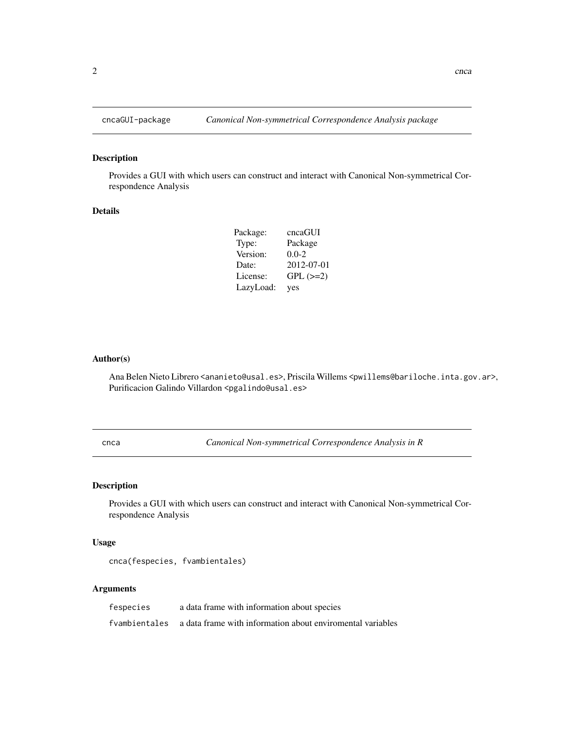## cncaGUI-package — *Canonical Non-symmetrical Correspondence Analysis package*

### Description

Provides a GUI with which users can construct and interact with Canonical Non-symmetrical Correspondence Analysis

### Details

| | |
|---|---|
| Package: | cncaGUI |
| Type: | Package |
| Version: | 0.0-2 |
| Date: | 2012-07-01 |
| License: | GPL (>=2) |
| LazyLoad: | yes |

### Author(s)

Ana Belen Nieto Librero <ananieto@usal.es>, Priscila Willems <pwillems@bariloche.inta.gov.ar>, Purificacion Galindo Villardon <pgalindo@usal.es>

## cnca — *Canonical Non-symmetrical Correspondence Analysis in R*

### Description

Provides a GUI with which users can construct and interact with Canonical Non-symmetrical Correspondence Analysis

### Usage

```
cnca(fespecies, fvambientales)
```

### Arguments

| | |
|---|---|
| `fespecies` | a data frame with information about species |
| `fvambientales` | a data frame with information about enviromental variables |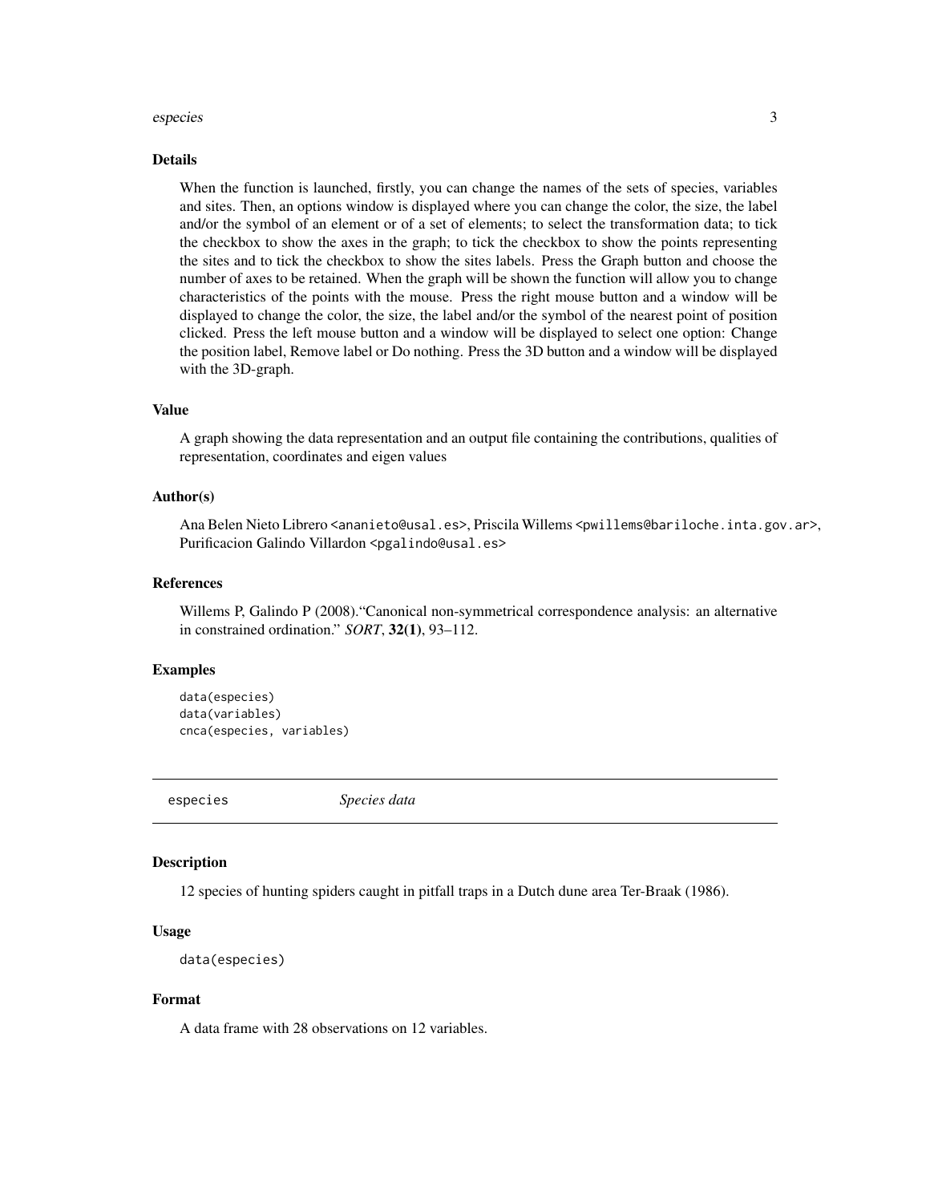### Details

When the function is launched, firstly, you can change the names of the sets of species, variables and sites. Then, an options window is displayed where you can change the color, the size, the label and/or the symbol of an element or of a set of elements; to select the transformation data; to tick the checkbox to show the axes in the graph; to tick the checkbox to show the points representing the sites and to tick the checkbox to show the sites labels. Press the Graph button and choose the number of axes to be retained. When the graph will be shown the function will allow you to change characteristics of the points with the mouse. Press the right mouse button and a window will be displayed to change the color, the size, the label and/or the symbol of the nearest point of position clicked. Press the left mouse button and a window will be displayed to select one option: Change the position label, Remove label or Do nothing. Press the 3D button and a window will be displayed with the 3D-graph.

### Value

A graph showing the data representation and an output file containing the contributions, qualities of representation, coordinates and eigen values

### Author(s)

Ana Belen Nieto Librero <ananieto@usal.es>, Priscila Willems <pwillems@bariloche.inta.gov.ar>, Purificacion Galindo Villardon <pgalindo@usal.es>

### References

Willems P, Galindo P (2008)."Canonical non-symmetrical correspondence analysis: an alternative in constrained ordination." *SORT*, **32(1)**, 93–112.

### Examples

```
data(especies)
data(variables)
cnca(especies, variables)
```

---

## especies — *Species data*

---

### Description

12 species of hunting spiders caught in pitfall traps in a Dutch dune area Ter-Braak (1986).

### Usage

```
data(especies)
```

### Format

A data frame with 28 observations on 12 variables.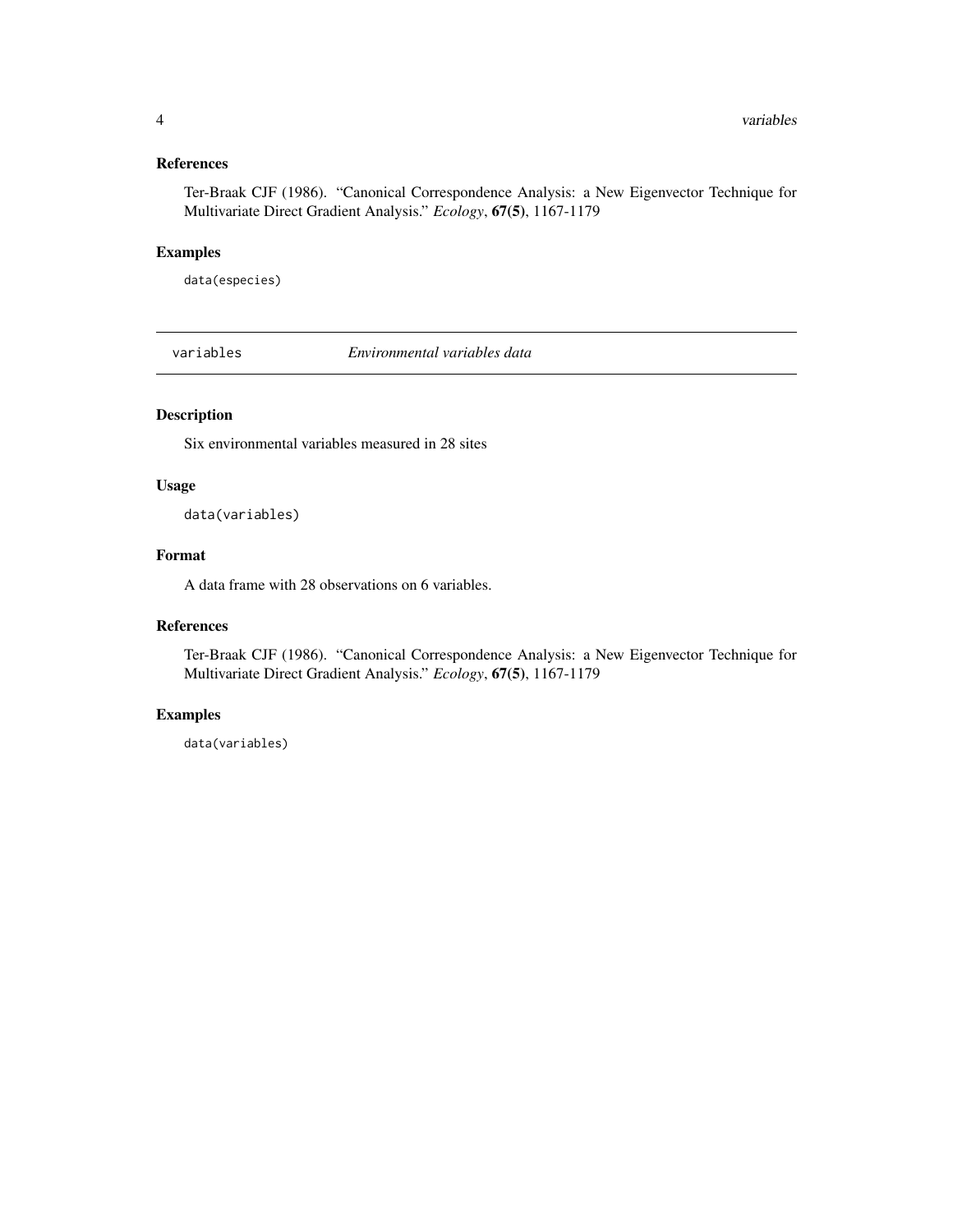### References

Ter-Braak CJF (1986). "Canonical Correspondence Analysis: a New Eigenvector Technique for Multivariate Direct Gradient Analysis." *Ecology*, **67(5)**, 1167-1179

### Examples

```
data(especies)
```

---

## variables — *Environmental variables data*

---

### Description

Six environmental variables measured in 28 sites

### Usage

```
data(variables)
```

### Format

A data frame with 28 observations on 6 variables.

### References

Ter-Braak CJF (1986). "Canonical Correspondence Analysis: a New Eigenvector Technique for Multivariate Direct Gradient Analysis." *Ecology*, **67(5)**, 1167-1179

### Examples

```
data(variables)
```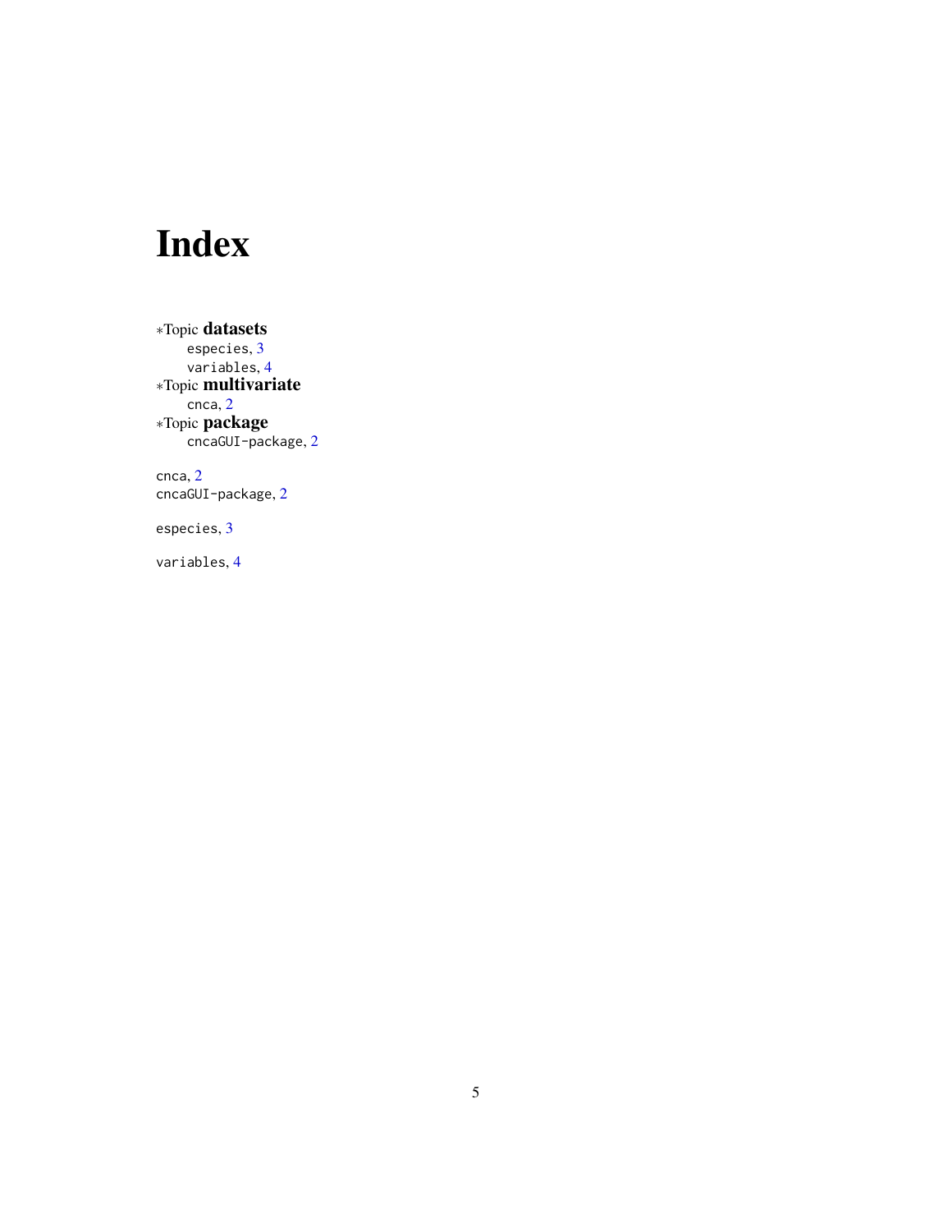# Index

∗Topic **datasets**
- especies, 3
- variables, 4

∗Topic **multivariate**
- cnca, 2

∗Topic **package**
- cncaGUI-package, 2

cnca, 2
cncaGUI-package, 2

especies, 3

variables, 4